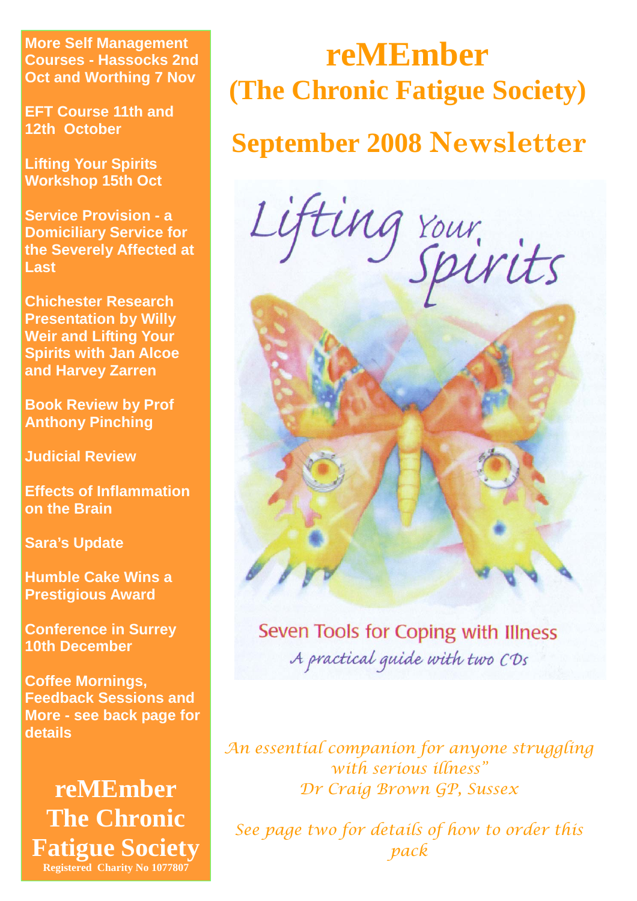# reMEmber (The Chronic Fatigue Society)

## September 2008 Newsletter

Lifting Your Spirits

Seven Tools for Coping with Illness

*A practical guide with two CDs*

*An essential companion for anyone struggling with serious illness"*
*Dr Craig Brown GP, Sussex*

*See page two for details of how to order this pack*

**More Self Management Courses - Hassocks 2nd Oct and Worthing 7 Nov**

**EFT Course 11th and 12th October**

**Lifting Your Spirits Workshop 15th Oct**

**Service Provision - a Domiciliary Service for the Severely Affected at Last**

**Chichester Research Presentation by Willy Weir and Lifting Your Spirits with Jan Alcoe and Harvey Zarren**

**Book Review by Prof Anthony Pinching**

**Judicial Review**

**Effects of Inflammation on the Brain**

**Sara's Update**

**Humble Cake Wins a Prestigious Award**

**Conference in Surrey 10th December**

**Coffee Mornings, Feedback Sessions and More - see back page for details**

**reMEmber The Chronic Fatigue Society**

Registered Charity No 1077807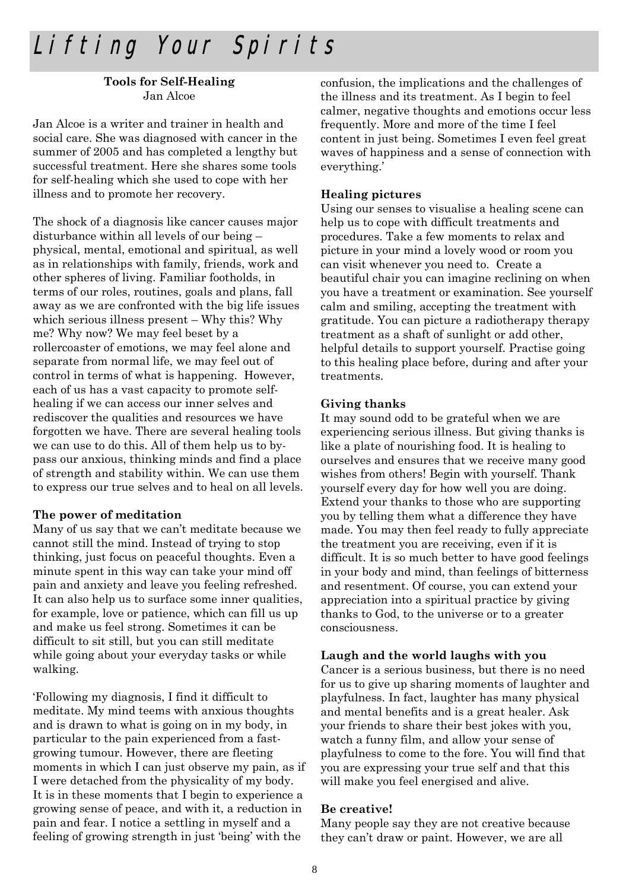# Lifting Your Spirits

**Tools for Self-Healing**
Jan Alcoe

Jan Alcoe is a writer and trainer in health and social care. She was diagnosed with cancer in the summer of 2005 and has completed a lengthy but successful treatment. Here she shares some tools for self-healing which she used to cope with her illness and to promote her recovery.

The shock of a diagnosis like cancer causes major disturbance within all levels of our being – physical, mental, emotional and spiritual, as well as in relationships with family, friends, work and other spheres of living. Familiar footholds, in terms of our roles, routines, goals and plans, fall away as we are confronted with the big life issues which serious illness present – Why this? Why me? Why now? We may feel beset by a rollercoaster of emotions, we may feel alone and separate from normal life, we may feel out of control in terms of what is happening. However, each of us has a vast capacity to promote self-healing if we can access our inner selves and rediscover the qualities and resources we have forgotten we have. There are several healing tools we can use to do this. All of them help us to by-pass our anxious, thinking minds and find a place of strength and stability within. We can use them to express our true selves and to heal on all levels.

**The power of meditation**

Many of us say that we can't meditate because we cannot still the mind. Instead of trying to stop thinking, just focus on peaceful thoughts. Even a minute spent in this way can take your mind off pain and anxiety and leave you feeling refreshed. It can also help us to surface some inner qualities, for example, love or patience, which can fill us up and make us feel strong. Sometimes it can be difficult to sit still, but you can still meditate while going about your everyday tasks or while walking.

'Following my diagnosis, I find it difficult to meditate. My mind teems with anxious thoughts and is drawn to what is going on in my body, in particular to the pain experienced from a fast-growing tumour. However, there are fleeting moments in which I can just observe my pain, as if I were detached from the physicality of my body. It is in these moments that I begin to experience a growing sense of peace, and with it, a reduction in pain and fear. I notice a settling in myself and a feeling of growing strength in just 'being' with the confusion, the implications and the challenges of the illness and its treatment. As I begin to feel calmer, negative thoughts and emotions occur less frequently. More and more of the time I feel content in just being. Sometimes I even feel great waves of happiness and a sense of connection with everything.'

**Healing pictures**

Using our senses to visualise a healing scene can help us to cope with difficult treatments and procedures. Take a few moments to relax and picture in your mind a lovely wood or room you can visit whenever you need to. Create a beautiful chair you can imagine reclining on when you have a treatment or examination. See yourself calm and smiling, accepting the treatment with gratitude. You can picture a radiotherapy therapy treatment as a shaft of sunlight or add other, helpful details to support yourself. Practise going to this healing place before, during and after your treatments.

**Giving thanks**

It may sound odd to be grateful when we are experiencing serious illness. But giving thanks is like a plate of nourishing food. It is healing to ourselves and ensures that we receive many good wishes from others! Begin with yourself. Thank yourself every day for how well you are doing. Extend your thanks to those who are supporting you by telling them what a difference they have made. You may then feel ready to fully appreciate the treatment you are receiving, even if it is difficult. It is so much better to have good feelings in your body and mind, than feelings of bitterness and resentment. Of course, you can extend your appreciation into a spiritual practice by giving thanks to God, to the universe or to a greater consciousness.

**Laugh and the world laughs with you**

Cancer is a serious business, but there is no need for us to give up sharing moments of laughter and playfulness. In fact, laughter has many physical and mental benefits and is a great healer. Ask your friends to share their best jokes with you, watch a funny film, and allow your sense of playfulness to come to the fore. You will find that you are expressing your true self and that this will make you feel energised and alive.

**Be creative!**

Many people say they are not creative because they can't draw or paint. However, we are all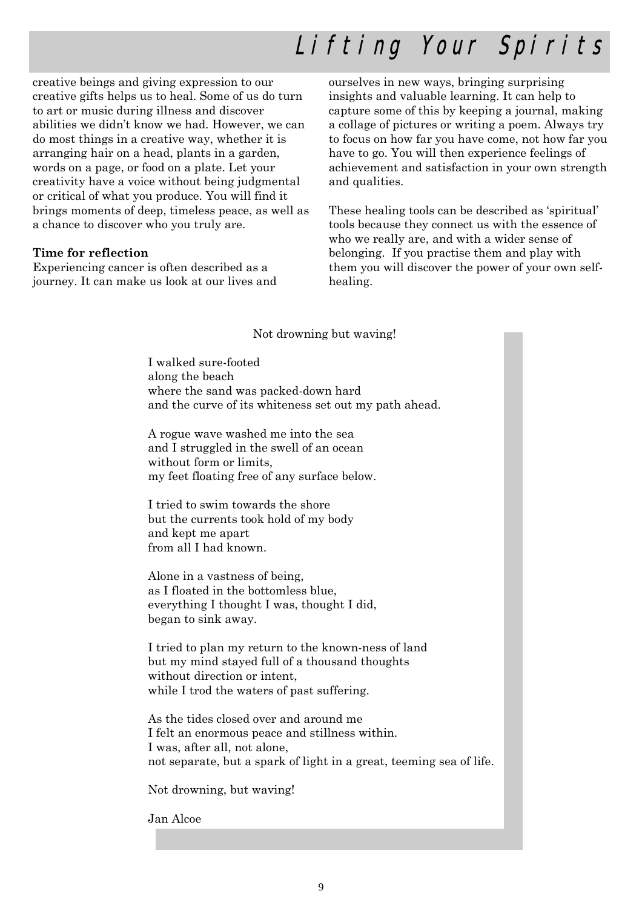creative beings and giving expression to our creative gifts helps us to heal. Some of us do turn to art or music during illness and discover abilities we didn't know we had. However, we can do most things in a creative way, whether it is arranging hair on a head, plants in a garden, words on a page, or food on a plate. Let your creativity have a voice without being judgmental or critical of what you produce. You will find it brings moments of deep, timeless peace, as well as a chance to discover who you truly are.

**Time for reflection**

Experiencing cancer is often described as a journey. It can make us look at our lives and ourselves in new ways, bringing surprising insights and valuable learning. It can help to capture some of this by keeping a journal, making a collage of pictures or writing a poem. Always try to focus on how far you have come, not how far you have to go. You will then experience feelings of achievement and satisfaction in your own strength and qualities.

These healing tools can be described as 'spiritual' tools because they connect us with the essence of who we really are, and with a wider sense of belonging. If you practise them and play with them you will discover the power of your own self-healing.

Not drowning but waving!

I walked sure-footed
along the beach
where the sand was packed-down hard
and the curve of its whiteness set out my path ahead.

A rogue wave washed me into the sea
and I struggled in the swell of an ocean
without form or limits,
my feet floating free of any surface below.

I tried to swim towards the shore
but the currents took hold of my body
and kept me apart
from all I had known.

Alone in a vastness of being,
as I floated in the bottomless blue,
everything I thought I was, thought I did,
began to sink away.

I tried to plan my return to the known-ness of land
but my mind stayed full of a thousand thoughts
without direction or intent,
while I trod the waters of past suffering.

As the tides closed over and around me
I felt an enormous peace and stillness within.
I was, after all, not alone,
not separate, but a spark of light in a great, teeming sea of life.

Not drowning, but waving!

Jan Alcoe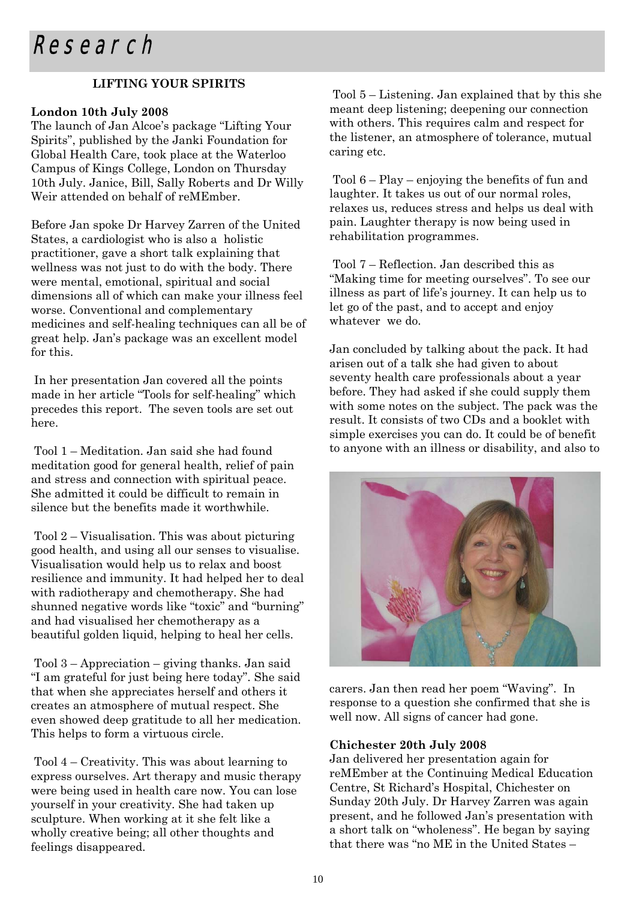# Research

**LIFTING YOUR SPIRITS**

**London 10th July 2008**

The launch of Jan Alcoe's package "Lifting Your Spirits", published by the Janki Foundation for Global Health Care, took place at the Waterloo Campus of Kings College, London on Thursday 10th July. Janice, Bill, Sally Roberts and Dr Willy Weir attended on behalf of reMEmber.

Before Jan spoke Dr Harvey Zarren of the United States, a cardiologist who is also a holistic practitioner, gave a short talk explaining that wellness was not just to do with the body. There were mental, emotional, spiritual and social dimensions all of which can make your illness feel worse. Conventional and complementary medicines and self-healing techniques can all be of great help. Jan's package was an excellent model for this.

In her presentation Jan covered all the points made in her article "Tools for self-healing" which precedes this report. The seven tools are set out here.

Tool 1 – Meditation. Jan said she had found meditation good for general health, relief of pain and stress and connection with spiritual peace. She admitted it could be difficult to remain in silence but the benefits made it worthwhile.

Tool 2 – Visualisation. This was about picturing good health, and using all our senses to visualise. Visualisation would help us to relax and boost resilience and immunity. It had helped her to deal with radiotherapy and chemotherapy. She had shunned negative words like "toxic" and "burning" and had visualised her chemotherapy as a beautiful golden liquid, helping to heal her cells.

Tool 3 – Appreciation – giving thanks. Jan said "I am grateful for just being here today". She said that when she appreciates herself and others it creates an atmosphere of mutual respect. She even showed deep gratitude to all her medication. This helps to form a virtuous circle.

Tool 4 – Creativity. This was about learning to express ourselves. Art therapy and music therapy were being used in health care now. You can lose yourself in your creativity. She had taken up sculpture. When working at it she felt like a wholly creative being; all other thoughts and feelings disappeared.

Tool 5 – Listening. Jan explained that by this she meant deep listening; deepening our connection with others. This requires calm and respect for the listener, an atmosphere of tolerance, mutual caring etc.

Tool 6 – Play – enjoying the benefits of fun and laughter. It takes us out of our normal roles, relaxes us, reduces stress and helps us deal with pain. Laughter therapy is now being used in rehabilitation programmes.

Tool 7 – Reflection. Jan described this as "Making time for meeting ourselves". To see our illness as part of life's journey. It can help us to let go of the past, and to accept and enjoy whatever we do.

Jan concluded by talking about the pack. It had arisen out of a talk she had given to about seventy health care professionals about a year before. They had asked if she could supply them with some notes on the subject. The pack was the result. It consists of two CDs and a booklet with simple exercises you can do. It could be of benefit to anyone with an illness or disability, and also to carers. Jan then read her poem "Waving". In response to a question she confirmed that she is well now. All signs of cancer had gone.

**Chichester 20th July 2008**

Jan delivered her presentation again for reMEmber at the Continuing Medical Education Centre, St Richard's Hospital, Chichester on Sunday 20th July. Dr Harvey Zarren was again present, and he followed Jan's presentation with a short talk on "wholeness". He began by saying that there was "no ME in the United States –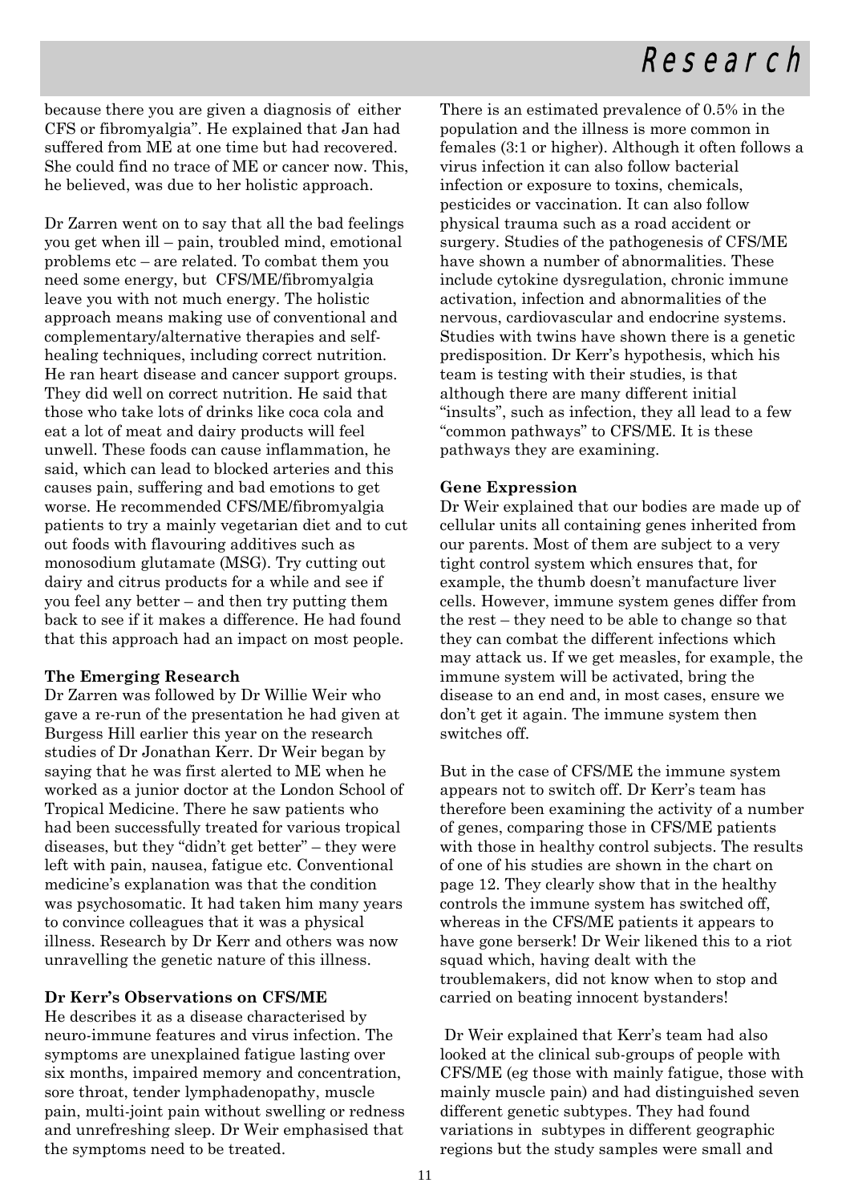because there you are given a diagnosis of either CFS or fibromyalgia". He explained that Jan had suffered from ME at one time but had recovered. She could find no trace of ME or cancer now. This, he believed, was due to her holistic approach.

Dr Zarren went on to say that all the bad feelings you get when ill – pain, troubled mind, emotional problems etc – are related. To combat them you need some energy, but CFS/ME/fibromyalgia leave you with not much energy. The holistic approach means making use of conventional and complementary/alternative therapies and self-healing techniques, including correct nutrition. He ran heart disease and cancer support groups. They did well on correct nutrition. He said that those who take lots of drinks like coca cola and eat a lot of meat and dairy products will feel unwell. These foods can cause inflammation, he said, which can lead to blocked arteries and this causes pain, suffering and bad emotions to get worse. He recommended CFS/ME/fibromyalgia patients to try a mainly vegetarian diet and to cut out foods with flavouring additives such as monosodium glutamate (MSG). Try cutting out dairy and citrus products for a while and see if you feel any better – and then try putting them back to see if it makes a difference. He had found that this approach had an impact on most people.

**The Emerging Research**

Dr Zarren was followed by Dr Willie Weir who gave a re-run of the presentation he had given at Burgess Hill earlier this year on the research studies of Dr Jonathan Kerr. Dr Weir began by saying that he was first alerted to ME when he worked as a junior doctor at the London School of Tropical Medicine. There he saw patients who had been successfully treated for various tropical diseases, but they "didn't get better" – they were left with pain, nausea, fatigue etc. Conventional medicine's explanation was that the condition was psychosomatic. It had taken him many years to convince colleagues that it was a physical illness. Research by Dr Kerr and others was now unravelling the genetic nature of this illness.

**Dr Kerr's Observations on CFS/ME**

He describes it as a disease characterised by neuro-immune features and virus infection. The symptoms are unexplained fatigue lasting over six months, impaired memory and concentration, sore throat, tender lymphadenopathy, muscle pain, multi-joint pain without swelling or redness and unrefreshing sleep. Dr Weir emphasised that the symptoms need to be treated.

There is an estimated prevalence of 0.5% in the population and the illness is more common in females (3:1 or higher). Although it often follows a virus infection it can also follow bacterial infection or exposure to toxins, chemicals, pesticides or vaccination. It can also follow physical trauma such as a road accident or surgery. Studies of the pathogenesis of CFS/ME have shown a number of abnormalities. These include cytokine dysregulation, chronic immune activation, infection and abnormalities of the nervous, cardiovascular and endocrine systems. Studies with twins have shown there is a genetic predisposition. Dr Kerr's hypothesis, which his team is testing with their studies, is that although there are many different initial "insults", such as infection, they all lead to a few "common pathways" to CFS/ME. It is these pathways they are examining.

**Gene Expression**

Dr Weir explained that our bodies are made up of cellular units all containing genes inherited from our parents. Most of them are subject to a very tight control system which ensures that, for example, the thumb doesn't manufacture liver cells. However, immune system genes differ from the rest – they need to be able to change so that they can combat the different infections which may attack us. If we get measles, for example, the immune system will be activated, bring the disease to an end and, in most cases, ensure we don't get it again. The immune system then switches off.

But in the case of CFS/ME the immune system appears not to switch off. Dr Kerr's team has therefore been examining the activity of a number of genes, comparing those in CFS/ME patients with those in healthy control subjects. The results of one of his studies are shown in the chart on page 12. They clearly show that in the healthy controls the immune system has switched off, whereas in the CFS/ME patients it appears to have gone berserk! Dr Weir likened this to a riot squad which, having dealt with the troublemakers, did not know when to stop and carried on beating innocent bystanders!

Dr Weir explained that Kerr's team had also looked at the clinical sub-groups of people with CFS/ME (eg those with mainly fatigue, those with mainly muscle pain) and had distinguished seven different genetic subtypes. They had found variations in subtypes in different geographic regions but the study samples were small and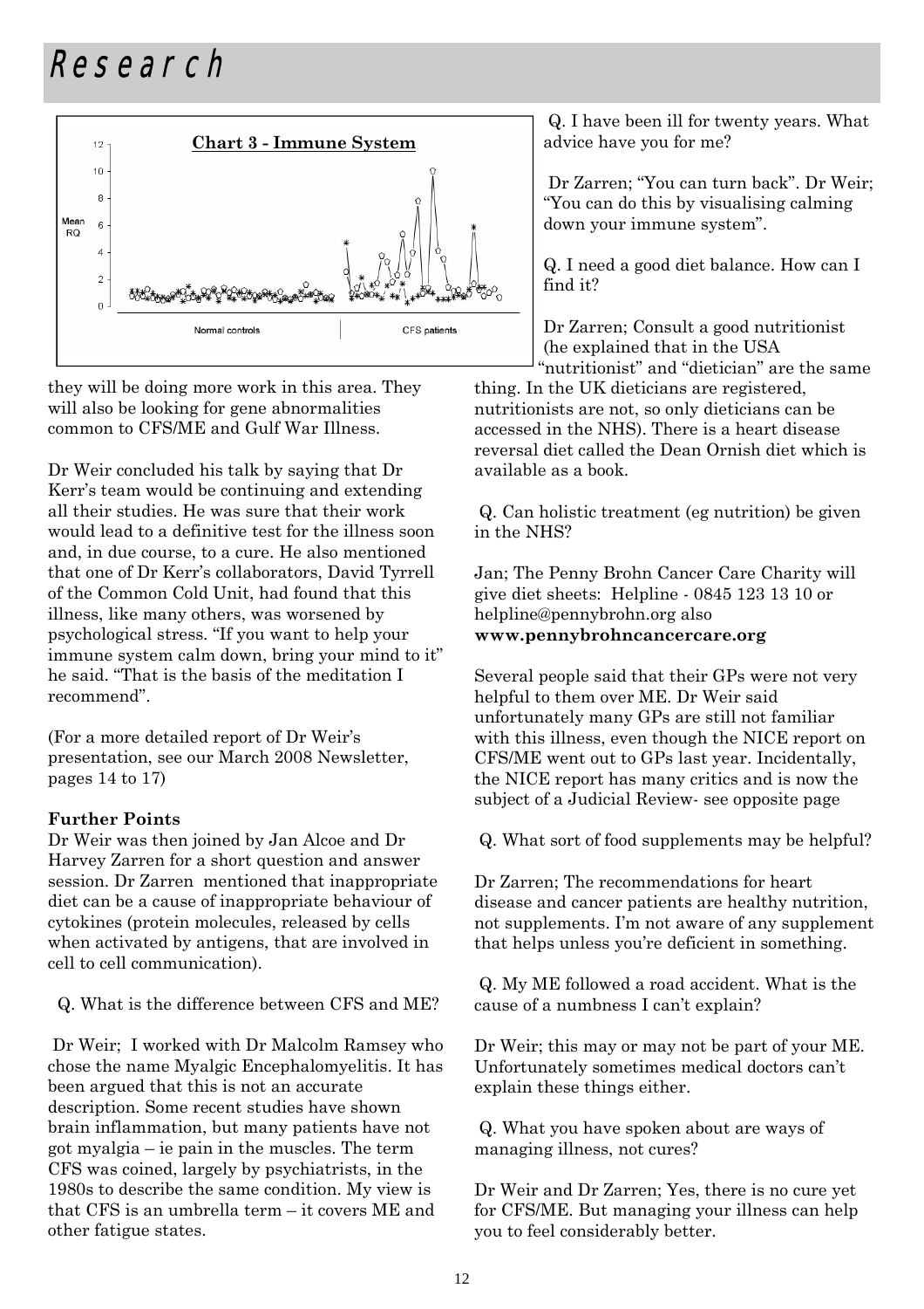# Research

**Chart 3 - Immune System**

12
10
8
Mean RQ
6
4
2
0
Normal controls
CFS patients

they will be doing more work in this area. They will also be looking for gene abnormalities common to CFS/ME and Gulf War Illness.

Dr Weir concluded his talk by saying that Dr Kerr's team would be continuing and extending all their studies. He was sure that their work would lead to a definitive test for the illness soon and, in due course, to a cure. He also mentioned that one of Dr Kerr's collaborators, David Tyrrell of the Common Cold Unit, had found that this illness, like many others, was worsened by psychological stress. "If you want to help your immune system calm down, bring your mind to it" he said. "That is the basis of the meditation I recommend".

(For a more detailed report of Dr Weir's presentation, see our March 2008 Newsletter, pages 14 to 17)

**Further Points**

Dr Weir was then joined by Jan Alcoe and Dr Harvey Zarren for a short question and answer session. Dr Zarren mentioned that inappropriate diet can be a cause of inappropriate behaviour of cytokines (protein molecules, released by cells when activated by antigens, that are involved in cell to cell communication).

Q. What is the difference between CFS and ME?

Dr Weir; I worked with Dr Malcolm Ramsey who chose the name Myalgic Encephalomyelitis. It has been argued that this is not an accurate description. Some recent studies have shown brain inflammation, but many patients have not got myalgia – ie pain in the muscles. The term CFS was coined, largely by psychiatrists, in the 1980s to describe the same condition. My view is that CFS is an umbrella term – it covers ME and other fatigue states.

Q. I have been ill for twenty years. What advice have you for me?

Dr Zarren; "You can turn back". Dr Weir; "You can do this by visualising calming down your immune system".

Q. I need a good diet balance. How can I find it?

Dr Zarren; Consult a good nutritionist (he explained that in the USA "nutritionist" and "dietician" are the same thing. In the UK dieticians are registered, nutritionists are not, so only dieticians can be accessed in the NHS). There is a heart disease reversal diet called the Dean Ornish diet which is available as a book.

Q. Can holistic treatment (eg nutrition) be given in the NHS?

Jan; The Penny Brohn Cancer Care Charity will give diet sheets: Helpline - 0845 123 13 10 or helpline@pennybrohn.org also **www.pennybrohncancercare.org**

Several people said that their GPs were not very helpful to them over ME. Dr Weir said unfortunately many GPs are still not familiar with this illness, even though the NICE report on CFS/ME went out to GPs last year. Incidentally, the NICE report has many critics and is now the subject of a Judicial Review- see opposite page

Q. What sort of food supplements may be helpful?

Dr Zarren; The recommendations for heart disease and cancer patients are healthy nutrition, not supplements. I'm not aware of any supplement that helps unless you're deficient in something.

Q. My ME followed a road accident. What is the cause of a numbness I can't explain?

Dr Weir; this may or may not be part of your ME. Unfortunately sometimes medical doctors can't explain these things either.

Q. What you have spoken about are ways of managing illness, not cures?

Dr Weir and Dr Zarren; Yes, there is no cure yet for CFS/ME. But managing your illness can help you to feel considerably better.